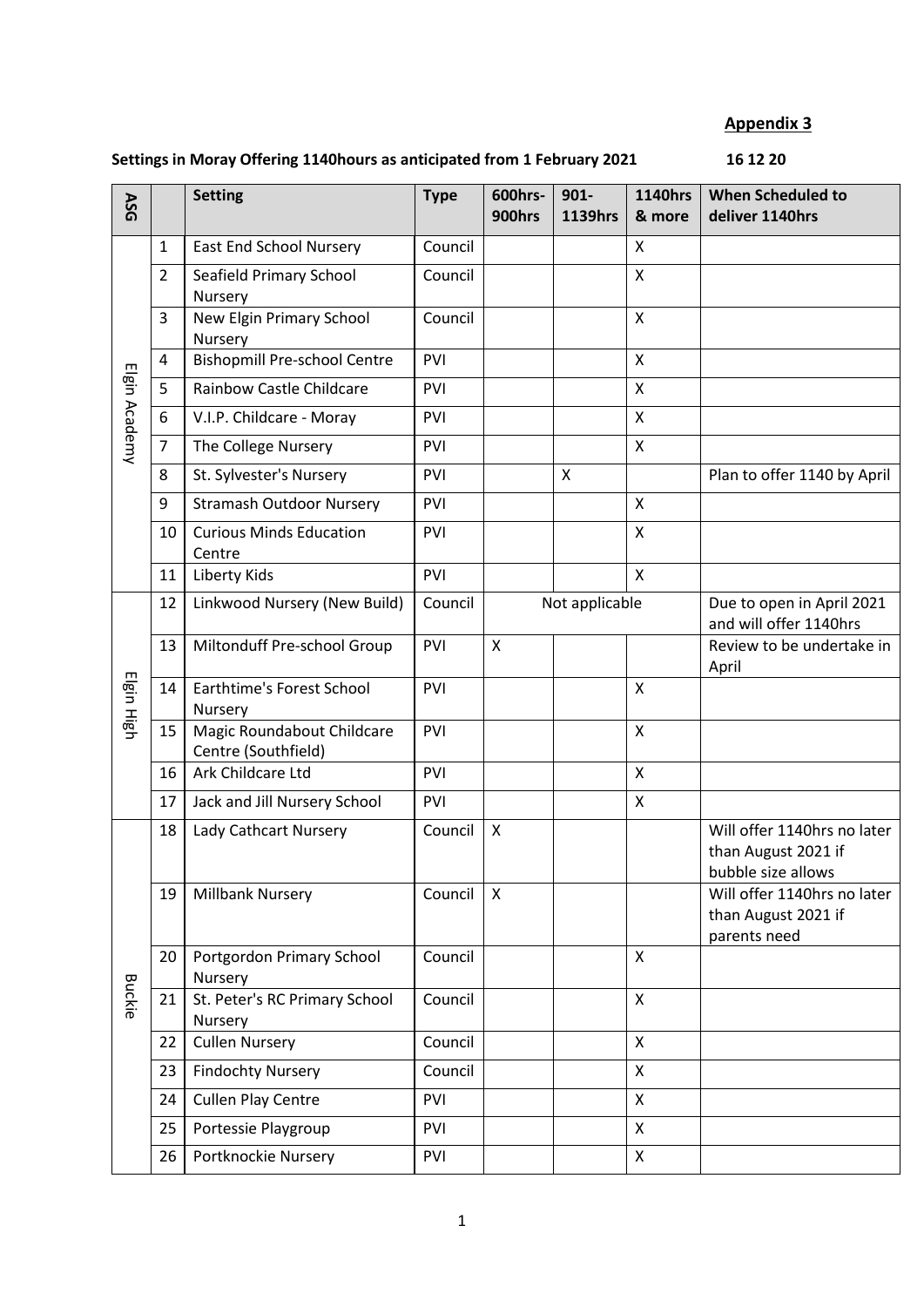**Appendix 3**

**Settings in Moray Offering 1140hours as anticipated from 1 February 2021** **16 12 20**

| ASG | | Setting | Type | 600hrs-900hrs | 901-1139hrs | 1140hrs & more | When Scheduled to deliver 1140hrs |
|---|---|---|---|---|---|---|---|
| Elgin Academy | 1 | East End School Nursery | Council | | | X | |
| | 2 | Seafield Primary School Nursery | Council | | | X | |
| | 3 | New Elgin Primary School Nursery | Council | | | X | |
| | 4 | Bishopmill Pre-school Centre | PVI | | | X | |
| | 5 | Rainbow Castle Childcare | PVI | | | X | |
| | 6 | V.I.P. Childcare - Moray | PVI | | | X | |
| | 7 | The College Nursery | PVI | | | X | |
| | 8 | St. Sylvester's Nursery | PVI | | X | | Plan to offer 1140 by April |
| | 9 | Stramash Outdoor Nursery | PVI | | | X | |
| | 10 | Curious Minds Education Centre | PVI | | | X | |
| | 11 | Liberty Kids | PVI | | | X | |
| Elgin High | 12 | Linkwood Nursery (New Build) | Council | Not applicable | | | Due to open in April 2021 and will offer 1140hrs |
| | 13 | Miltonduff Pre-school Group | PVI | X | | | Review to be undertake in April |
| | 14 | Earthtime's Forest School Nursery | PVI | | | X | |
| | 15 | Magic Roundabout Childcare Centre (Southfield) | PVI | | | X | |
| | 16 | Ark Childcare Ltd | PVI | | | X | |
| | 17 | Jack and Jill Nursery School | PVI | | | X | |
| Buckie | 18 | Lady Cathcart Nursery | Council | X | | | Will offer 1140hrs no later than August 2021 if bubble size allows |
| | 19 | Millbank Nursery | Council | X | | | Will offer 1140hrs no later than August 2021 if parents need |
| | 20 | Portgordon Primary School Nursery | Council | | | X | |
| | 21 | St. Peter's RC Primary School Nursery | Council | | | X | |
| | 22 | Cullen Nursery | Council | | | X | |
| | 23 | Findochty Nursery | Council | | | X | |
| | 24 | Cullen Play Centre | PVI | | | X | |
| | 25 | Portessie Playgroup | PVI | | | X | |
| | 26 | Portknockie Nursery | PVI | | | X | |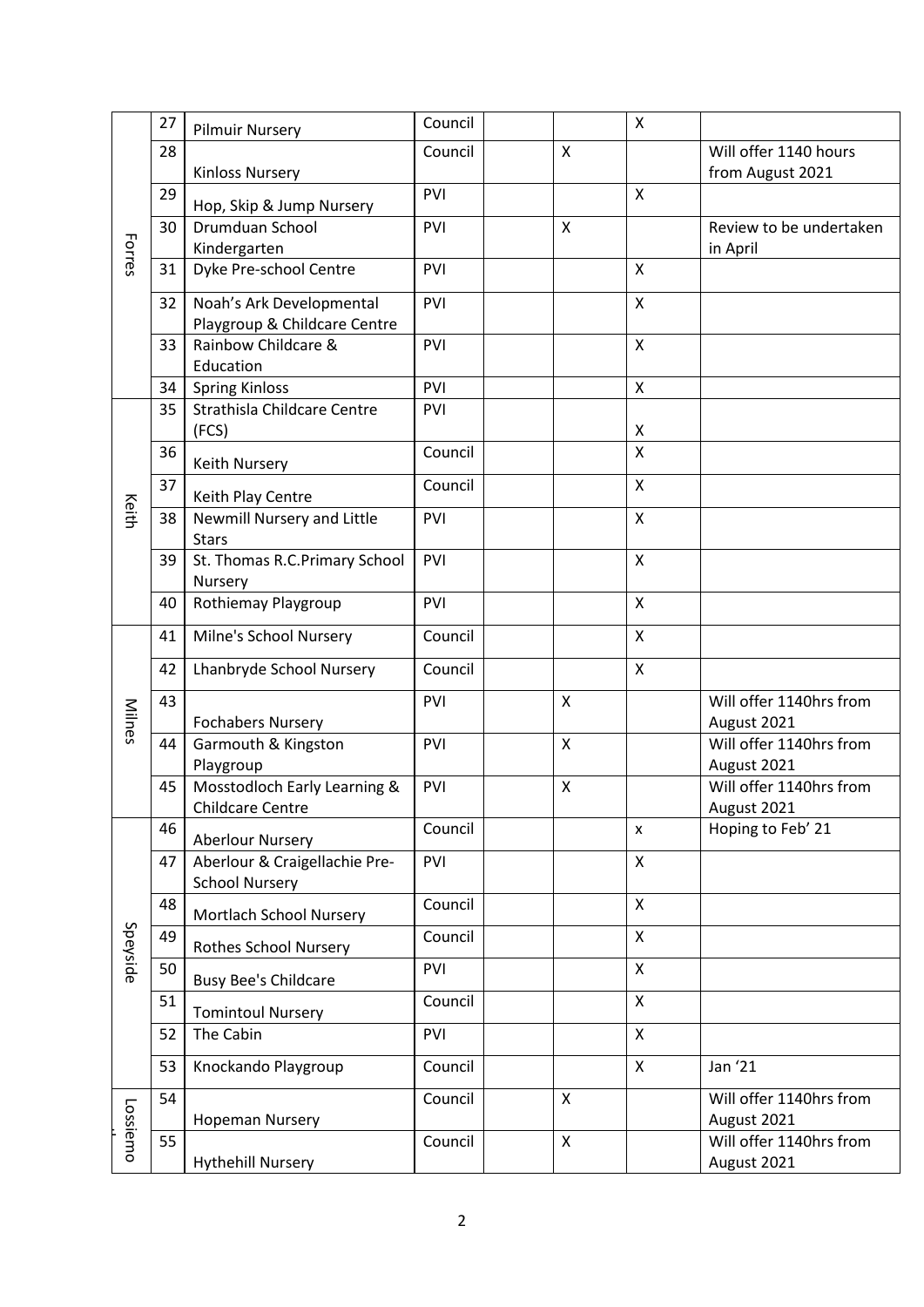| | | | | | | | |
|---|---|---|---|---|---|---|---|
| Forres | 27 | Pilmuir Nursery | Council | | | X | |
| | 28 | Kinloss Nursery | Council | | X | | Will offer 1140 hours from August 2021 |
| | 29 | Hop, Skip & Jump Nursery | PVI | | | X | |
| | 30 | Drumduan School Kindergarten | PVI | | X | | Review to be undertaken in April |
| | 31 | Dyke Pre-school Centre | PVI | | | X | |
| | 32 | Noah's Ark Developmental Playgroup & Childcare Centre | PVI | | | X | |
| | 33 | Rainbow Childcare & Education | PVI | | | X | |
| | 34 | Spring Kinloss | PVI | | | X | |
| Keith | 35 | Strathisla Childcare Centre (FCS) | PVI | | | X | |
| | 36 | Keith Nursery | Council | | | X | |
| | 37 | Keith Play Centre | Council | | | X | |
| | 38 | Newmill Nursery and Little Stars | PVI | | | X | |
| | 39 | St. Thomas R.C.Primary School Nursery | PVI | | | X | |
| | 40 | Rothiemay Playgroup | PVI | | | X | |
| Milnes | 41 | Milne's School Nursery | Council | | | X | |
| | 42 | Lhanbryde School Nursery | Council | | | X | |
| | 43 | Fochabers Nursery | PVI | | X | | Will offer 1140hrs from August 2021 |
| | 44 | Garmouth & Kingston Playgroup | PVI | | X | | Will offer 1140hrs from August 2021 |
| | 45 | Mosstodloch Early Learning & Childcare Centre | PVI | | X | | Will offer 1140hrs from August 2021 |
| Speyside | 46 | Aberlour Nursery | Council | | | x | Hoping to Feb' 21 |
| | 47 | Aberlour & Craigellachie Pre-School Nursery | PVI | | | X | |
| | 48 | Mortlach School Nursery | Council | | | X | |
| | 49 | Rothes School Nursery | Council | | | X | |
| | 50 | Busy Bee's Childcare | PVI | | | X | |
| | 51 | Tomintoul Nursery | Council | | | X | |
| | 52 | The Cabin | PVI | | | X | |
| | 53 | Knockando Playgroup | Council | | | X | Jan '21 |
| Lossiemo | 54 | Hopeman Nursery | Council | | X | | Will offer 1140hrs from August 2021 |
| | 55 | Hythehill Nursery | Council | | X | | Will offer 1140hrs from August 2021 |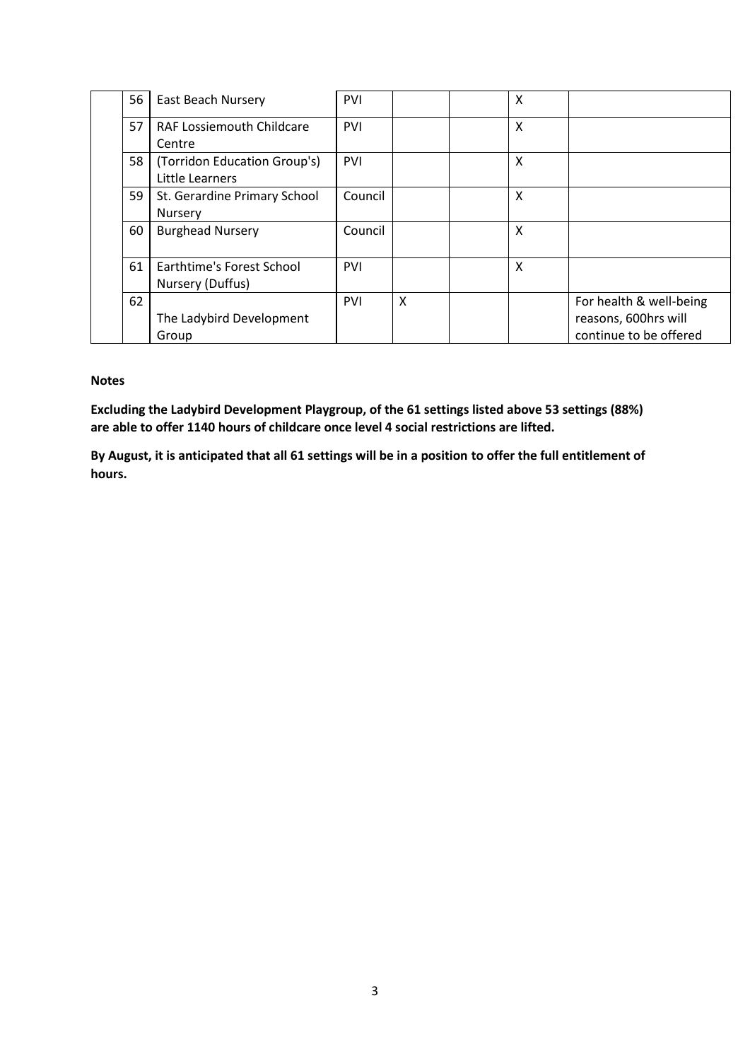| | | | | | | | |
|---|---|---|---|---|---|---|---|
| | 56 | East Beach Nursery | PVI | | | X | |
| | 57 | RAF Lossiemouth Childcare Centre | PVI | | | X | |
| | 58 | (Torridon Education Group's) Little Learners | PVI | | | X | |
| | 59 | St. Gerardine Primary School Nursery | Council | | | X | |
| | 60 | Burghead Nursery | Council | | | X | |
| | 61 | Earthtime's Forest School Nursery (Duffus) | PVI | | | X | |
| | 62 | The Ladybird Development Group | PVI | X | | | For health & well-being reasons, 600hrs will continue to be offered |

**Notes**

**Excluding the Ladybird Development Playgroup, of the 61 settings listed above 53 settings (88%) are able to offer 1140 hours of childcare once level 4 social restrictions are lifted.**

**By August, it is anticipated that all 61 settings will be in a position to offer the full entitlement of hours.**